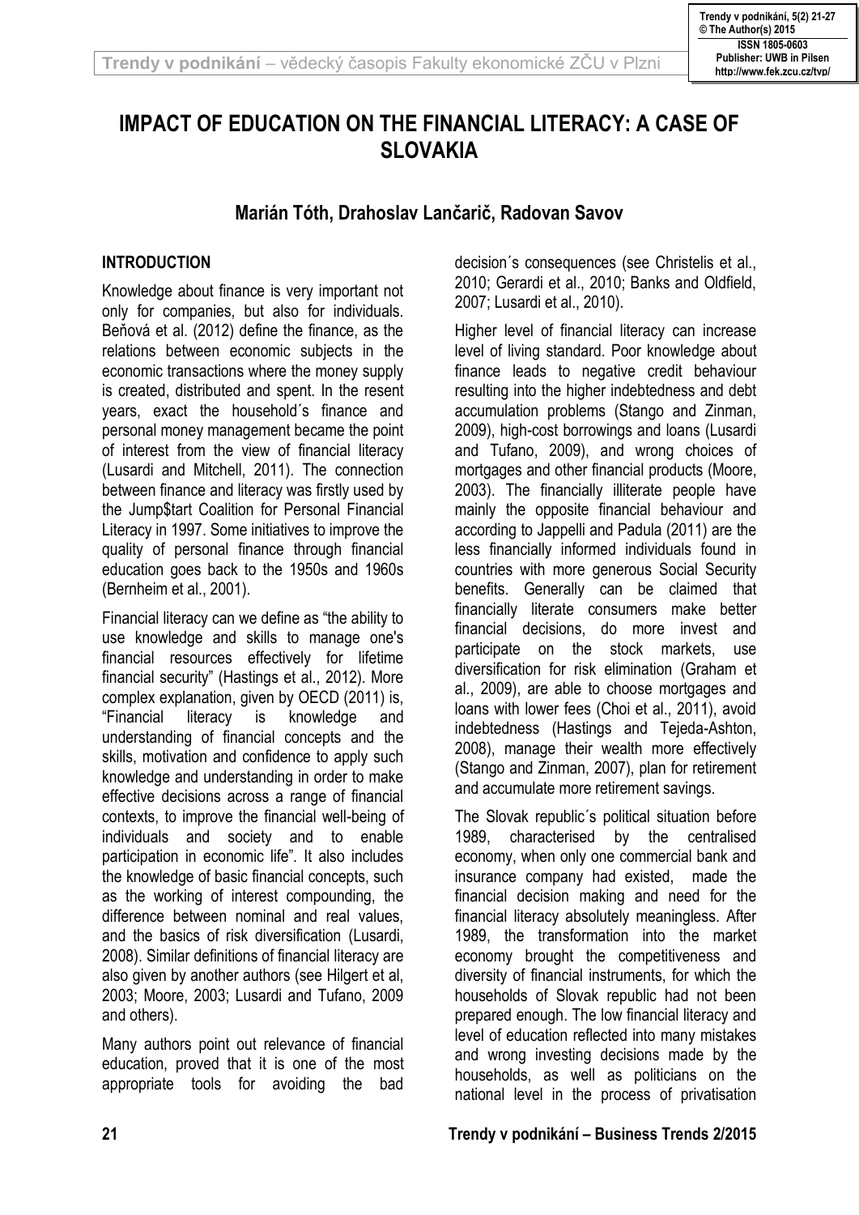# IMPACT OF EDUCATION ON THE FINANCIAL LITERACY: A CASE OF SLOVAKIA

**Marián Tóth, Drahoslav Lančarič, Radovan Savov**

## INTRODUCTION

Knowledge about finance is very important not only for companies, but also for individuals. Beňová et al. (2012) define the finance, as the relations between economic subjects in the economic transactions where the money supply is created, distributed and spent. In the resent years, exact the household´s finance and personal money management became the point of interest from the view of financial literacy (Lusardi and Mitchell, 2011). The connection between finance and literacy was firstly used by the Jump$tart Coalition for Personal Financial Literacy in 1997. Some initiatives to improve the quality of personal finance through financial education goes back to the 1950s and 1960s (Bernheim et al., 2001).

Financial literacy can we define as "the ability to use knowledge and skills to manage one's financial resources effectively for lifetime financial security" (Hastings et al., 2012). More complex explanation, given by OECD (2011) is, "Financial literacy is knowledge and understanding of financial concepts and the skills, motivation and confidence to apply such knowledge and understanding in order to make effective decisions across a range of financial contexts, to improve the financial well-being of individuals and society and to enable participation in economic life". It also includes the knowledge of basic financial concepts, such as the working of interest compounding, the difference between nominal and real values, and the basics of risk diversification (Lusardi, 2008). Similar definitions of financial literacy are also given by another authors (see Hilgert et al, 2003; Moore, 2003; Lusardi and Tufano, 2009 and others).

Many authors point out relevance of financial education, proved that it is one of the most appropriate tools for avoiding the bad decision´s consequences (see Christelis et al., 2010; Gerardi et al., 2010; Banks and Oldfield, 2007; Lusardi et al., 2010).

Higher level of financial literacy can increase level of living standard. Poor knowledge about finance leads to negative credit behaviour resulting into the higher indebtedness and debt accumulation problems (Stango and Zinman, 2009), high-cost borrowings and loans (Lusardi and Tufano, 2009), and wrong choices of mortgages and other financial products (Moore, 2003). The financially illiterate people have mainly the opposite financial behaviour and according to Jappelli and Padula (2011) are the less financially informed individuals found in countries with more generous Social Security benefits. Generally can be claimed that financially literate consumers make better financial decisions, do more invest and participate on the stock markets, use diversification for risk elimination (Graham et al., 2009), are able to choose mortgages and loans with lower fees (Choi et al., 2011), avoid indebtedness (Hastings and Tejeda-Ashton, 2008), manage their wealth more effectively (Stango and Zinman, 2007), plan for retirement and accumulate more retirement savings.

The Slovak republic´s political situation before 1989, characterised by the centralised economy, when only one commercial bank and insurance company had existed, made the financial decision making and need for the financial literacy absolutely meaningless. After 1989, the transformation into the market economy brought the competitiveness and diversity of financial instruments, for which the households of Slovak republic had not been prepared enough. The low financial literacy and level of education reflected into many mistakes and wrong investing decisions made by the households, as well as politicians on the national level in the process of privatisation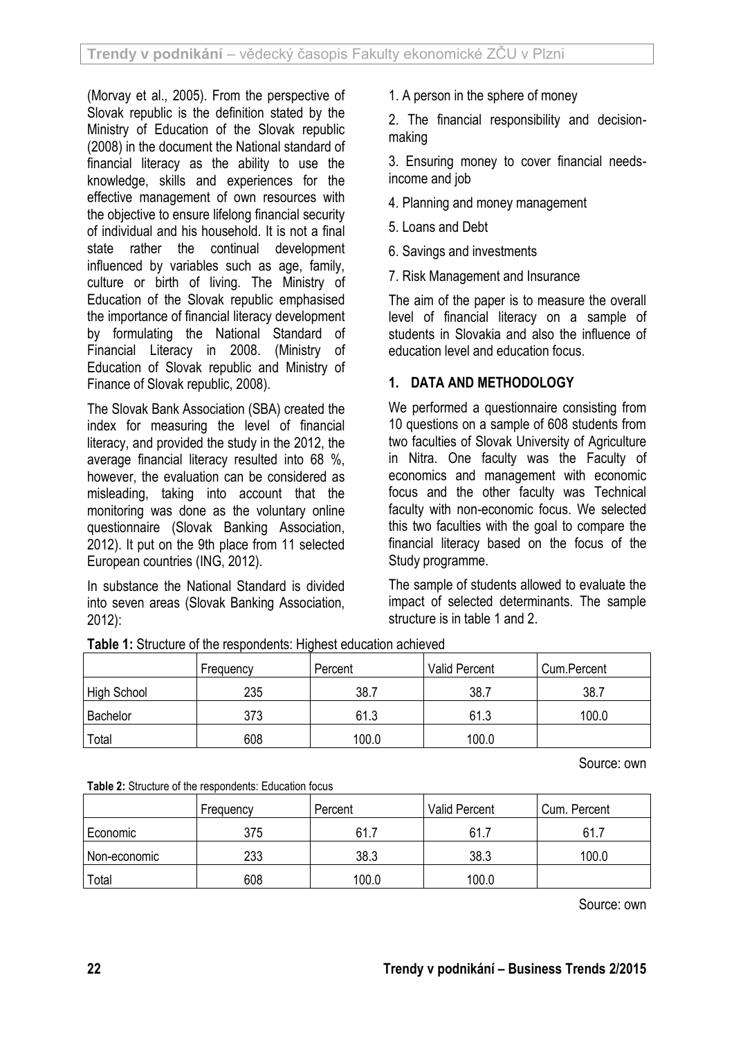(Morvay et al., 2005). From the perspective of Slovak republic is the definition stated by the Ministry of Education of the Slovak republic (2008) in the document the National standard of financial literacy as the ability to use the knowledge, skills and experiences for the effective management of own resources with the objective to ensure lifelong financial security of individual and his household. It is not a final state rather the continual development influenced by variables such as age, family, culture or birth of living. The Ministry of Education of the Slovak republic emphasised the importance of financial literacy development by formulating the National Standard of Financial Literacy in 2008. (Ministry of Education of Slovak republic and Ministry of Finance of Slovak republic, 2008).

The Slovak Bank Association (SBA) created the index for measuring the level of financial literacy, and provided the study in the 2012, the average financial literacy resulted into 68 %, however, the evaluation can be considered as misleading, taking into account that the monitoring was done as the voluntary online questionnaire (Slovak Banking Association, 2012). It put on the 9th place from 11 selected European countries (ING, 2012).

In substance the National Standard is divided into seven areas (Slovak Banking Association, 2012):

1. A person in the sphere of money
2. The financial responsibility and decision-making
3. Ensuring money to cover financial needs-income and job
4. Planning and money management
5. Loans and Debt
6. Savings and investments
7. Risk Management and Insurance

The aim of the paper is to measure the overall level of financial literacy on a sample of students in Slovakia and also the influence of education level and education focus.

## 1. DATA AND METHODOLOGY

We performed a questionnaire consisting from 10 questions on a sample of 608 students from two faculties of Slovak University of Agriculture in Nitra. One faculty was the Faculty of economics and management with economic focus and the other faculty was Technical faculty with non-economic focus. We selected this two faculties with the goal to compare the financial literacy based on the focus of the Study programme.

The sample of students allowed to evaluate the impact of selected determinants. The sample structure is in table 1 and 2.

**Table 1:** Structure of the respondents: Highest education achieved

| | Frequency | Percent | Valid Percent | Cum.Percent |
|---|---|---|---|---|
| High School | 235 | 38.7 | 38.7 | 38.7 |
| Bachelor | 373 | 61.3 | 61.3 | 100.0 |
| Total | 608 | 100.0 | 100.0 | |

Source: own

**Table 2:** Structure of the respondents: Education focus

| | Frequency | Percent | Valid Percent | Cum. Percent |
|---|---|---|---|---|
| Economic | 375 | 61.7 | 61.7 | 61.7 |
| Non-economic | 233 | 38.3 | 38.3 | 100.0 |
| Total | 608 | 100.0 | 100.0 | |

Source: own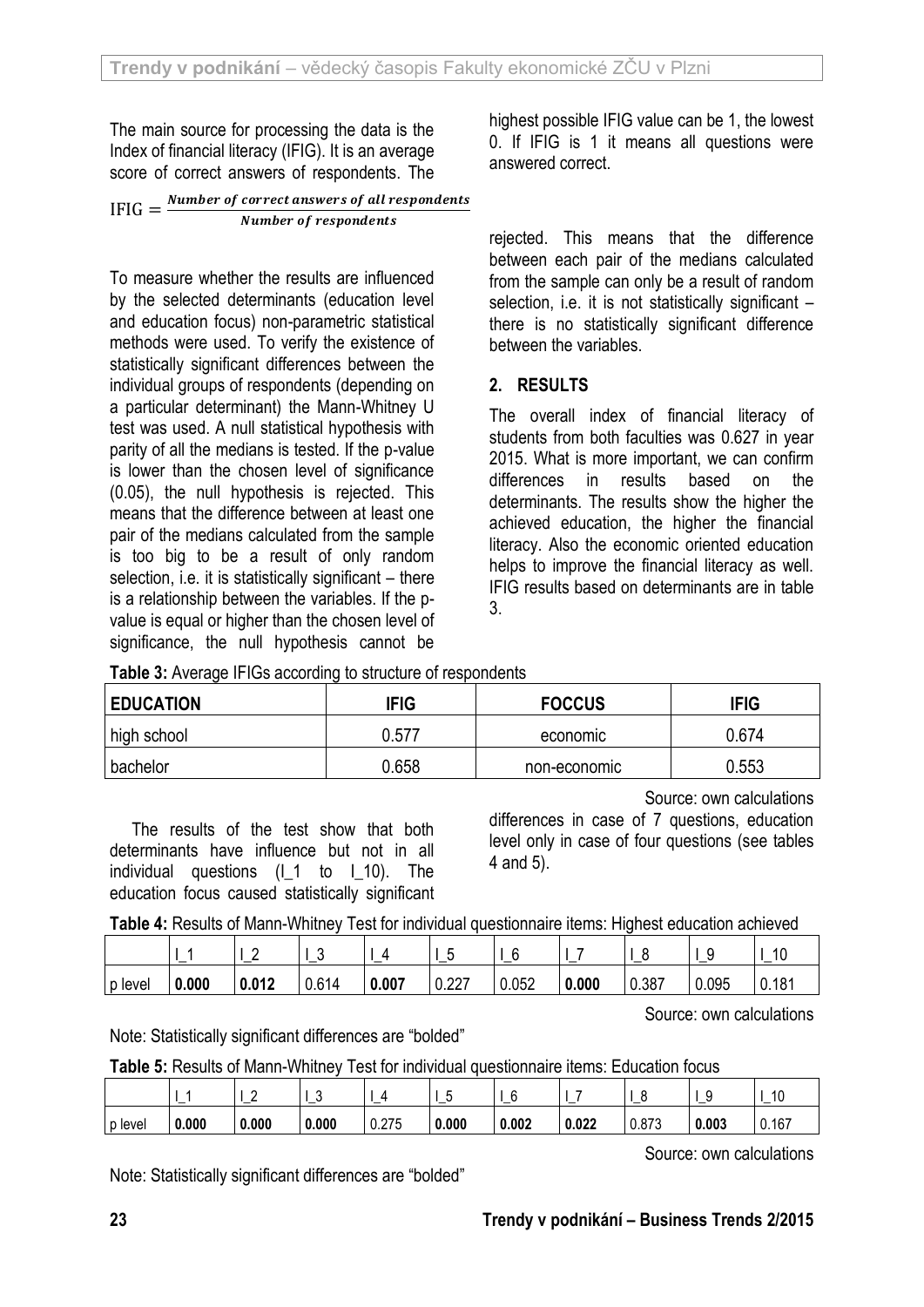The main source for processing the data is the Index of financial literacy (IFIG). It is an average score of correct answers of respondents. The highest possible IFIG value can be 1, the lowest 0. If IFIG is 1 it means all questions were answered correct.

$$\text{IFIG} = \frac{\textit{Number of correct answers of all respondents}}{\textit{Number of respondents}}$$

To measure whether the results are influenced by the selected determinants (education level and education focus) non-parametric statistical methods were used. To verify the existence of statistically significant differences between the individual groups of respondents (depending on a particular determinant) the Mann-Whitney U test was used. A null statistical hypothesis with parity of all the medians is tested. If the p-value is lower than the chosen level of significance (0.05), the null hypothesis is rejected. This means that the difference between at least one pair of the medians calculated from the sample is too big to be a result of only random selection, i.e. it is statistically significant – there is a relationship between the variables. If the p-value is equal or higher than the chosen level of significance, the null hypothesis cannot be rejected. This means that the difference between each pair of the medians calculated from the sample can only be a result of random selection, i.e. it is not statistically significant – there is no statistically significant difference between the variables.

## 2. RESULTS

The overall index of financial literacy of students from both faculties was 0.627 in year 2015. What is more important, we can confirm differences in results based on the determinants. The results show the higher the achieved education, the higher the financial literacy. Also the economic oriented education helps to improve the financial literacy as well. IFIG results based on determinants are in table 3.

**Table 3:** Average IFIGs according to structure of respondents

| EDUCATION | IFIG | FOCCUS | IFIG |
|---|---|---|---|
| high school | 0.577 | economic | 0.674 |
| bachelor | 0.658 | non-economic | 0.553 |

Source: own calculations

The results of the test show that both determinants have influence but not in all individual questions (I_1 to I_10). The education focus caused statistically significant differences in case of 7 questions, education level only in case of four questions (see tables 4 and 5).

**Table 4:** Results of Mann-Whitney Test for individual questionnaire items: Highest education achieved

| | I_1 | I_2 | I_3 | I_4 | I_5 | I_6 | I_7 | I_8 | I_9 | I_10 |
|---|---|---|---|---|---|---|---|---|---|---|
| p level | **0.000** | **0.012** | 0.614 | **0.007** | 0.227 | 0.052 | **0.000** | 0.387 | 0.095 | 0.181 |

Source: own calculations

Note: Statistically significant differences are "bolded"

**Table 5:** Results of Mann-Whitney Test for individual questionnaire items: Education focus

| | I_1 | I_2 | I_3 | I_4 | I_5 | I_6 | I_7 | I_8 | I_9 | I_10 |
|---|---|---|---|---|---|---|---|---|---|---|
| p level | **0.000** | **0.000** | **0.000** | 0.275 | **0.000** | **0.002** | **0.022** | 0.873 | **0.003** | 0.167 |

Source: own calculations

Note: Statistically significant differences are "bolded"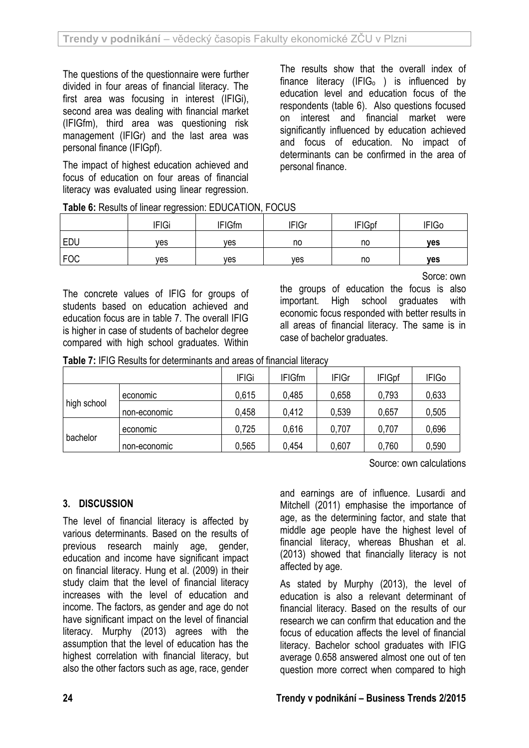The questions of the questionnaire were further divided in four areas of financial literacy. The first area was focusing in interest (IFIGi), second area was dealing with financial market (IFIGfm), third area was questioning risk management (IFIGr) and the last area was personal finance (IFIGpf).

The impact of highest education achieved and focus of education on four areas of financial literacy was evaluated using linear regression.

The results show that the overall index of finance literacy ($IFIG_o$ ) is influenced by education level and education focus of the respondents (table 6). Also questions focused on interest and financial market were significantly influenced by education achieved and focus of education. No impact of determinants can be confirmed in the area of personal finance.

**Table 6:** Results of linear regression: EDUCATION, FOCUS

| | IFIGi | IFIGfm | IFIGr | IFIGpf | IFIGo |
|---|---|---|---|---|---|
| EDU | yes | yes | no | no | **yes** |
| FOC | yes | yes | yes | no | **yes** |

Sorce: own

The concrete values of IFIG for groups of students based on education achieved and education focus are in table 7. The overall IFIG is higher in case of students of bachelor degree compared with high school graduates. Within the groups of education the focus is also important. High school graduates with economic focus responded with better results in all areas of financial literacy. The same is in case of bachelor graduates.

**Table 7:** IFIG Results for determinants and areas of financial literacy

| | | IFIGi | IFIGfm | IFIGr | IFIGpf | IFIGo |
|---|---|---|---|---|---|---|
| high school | economic | 0,615 | 0,485 | 0,658 | 0,793 | 0,633 |
| | non-economic | 0,458 | 0,412 | 0,539 | 0,657 | 0,505 |
| bachelor | economic | 0,725 | 0,616 | 0,707 | 0,707 | 0,696 |
| | non-economic | 0,565 | 0,454 | 0,607 | 0,760 | 0,590 |

Source: own calculations

## 3. DISCUSSION

The level of financial literacy is affected by various determinants. Based on the results of previous research mainly age, gender, education and income have significant impact on financial literacy. Hung et al. (2009) in their study claim that the level of financial literacy increases with the level of education and income. The factors, as gender and age do not have significant impact on the level of financial literacy. Murphy (2013) agrees with the assumption that the level of education has the highest correlation with financial literacy, but also the other factors such as age, race, gender and earnings are of influence. Lusardi and Mitchell (2011) emphasise the importance of age, as the determining factor, and state that middle age people have the highest level of financial literacy, whereas Bhushan et al. (2013) showed that financially literacy is not affected by age.

As stated by Murphy (2013), the level of education is also a relevant determinant of financial literacy. Based on the results of our research we can confirm that education and the focus of education affects the level of financial literacy. Bachelor school graduates with IFIG average 0.658 answered almost one out of ten question more correct when compared to high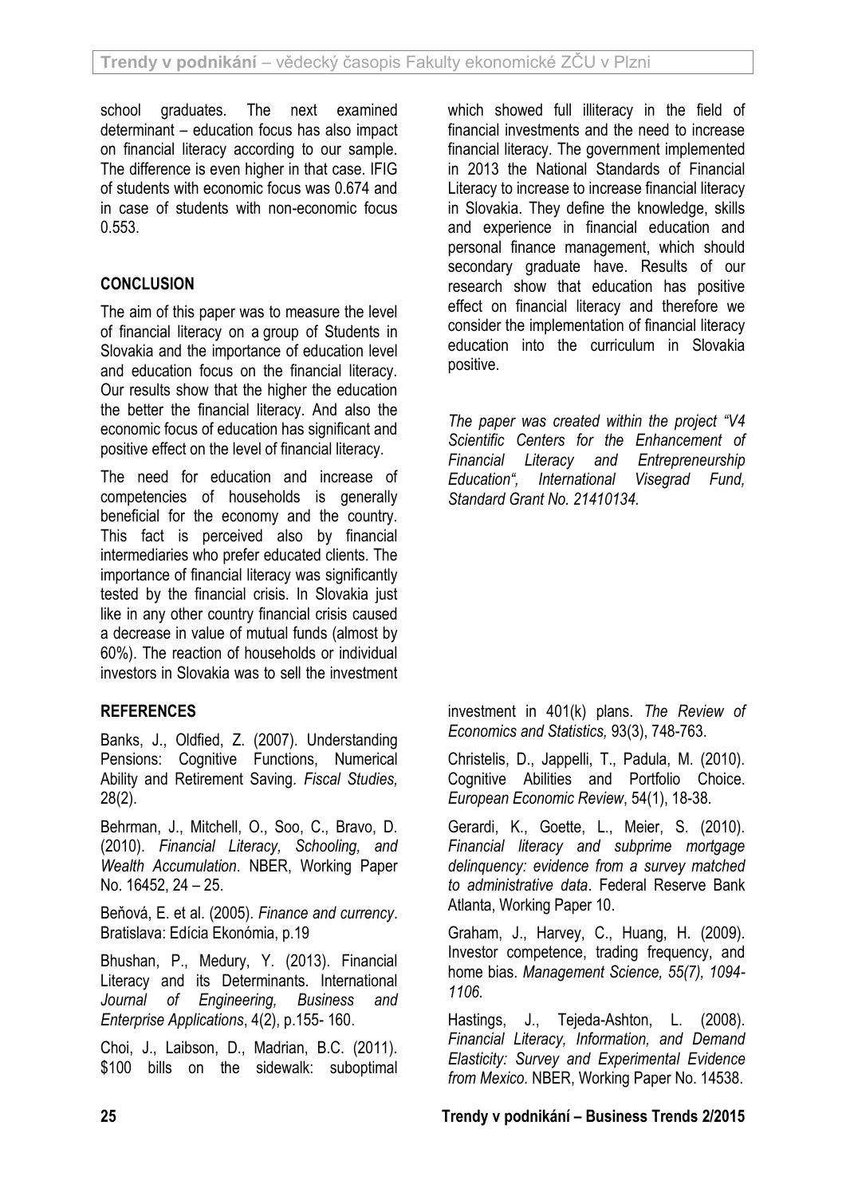school graduates. The next examined determinant – education focus has also impact on financial literacy according to our sample. The difference is even higher in that case. IFIG of students with economic focus was 0.674 and in case of students with non-economic focus 0.553.

## CONCLUSION

The aim of this paper was to measure the level of financial literacy on a group of Students in Slovakia and the importance of education level and education focus on the financial literacy. Our results show that the higher the education the better the financial literacy. And also the economic focus of education has significant and positive effect on the level of financial literacy.

The need for education and increase of competencies of households is generally beneficial for the economy and the country. This fact is perceived also by financial intermediaries who prefer educated clients. The importance of financial literacy was significantly tested by the financial crisis. In Slovakia just like in any other country financial crisis caused a decrease in value of mutual funds (almost by 60%). The reaction of households or individual investors in Slovakia was to sell the investment which showed full illiteracy in the field of financial investments and the need to increase financial literacy. The government implemented in 2013 the National Standards of Financial Literacy to increase to increase financial literacy in Slovakia. They define the knowledge, skills and experience in financial education and personal finance management, which should secondary graduate have. Results of our research show that education has positive effect on financial literacy and therefore we consider the implementation of financial literacy education into the curriculum in Slovakia positive.

*The paper was created within the project "V4 Scientific Centers for the Enhancement of Financial Literacy and Entrepreneurship Education", International Visegrad Fund, Standard Grant No. 21410134.*

## REFERENCES

Banks, J., Oldfied, Z. (2007). Understanding Pensions: Cognitive Functions, Numerical Ability and Retirement Saving. *Fiscal Studies,* 28(2).

Behrman, J., Mitchell, O., Soo, C., Bravo, D. (2010). *Financial Literacy, Schooling, and Wealth Accumulation*. NBER, Working Paper No. 16452, 24 – 25.

Beňová, E. et al. (2005). *Finance and currency*. Bratislava: Edícia Ekonómia, p.19

Bhushan, P., Medury, Y. (2013). Financial Literacy and its Determinants. International *Journal of Engineering, Business and Enterprise Applications*, 4(2), p.155- 160.

Choi, J., Laibson, D., Madrian, B.C. (2011). $100 bills on the sidewalk: suboptimal investment in 401(k) plans. *The Review of Economics and Statistics,* 93(3), 748-763.

Christelis, D., Jappelli, T., Padula, M. (2010). Cognitive Abilities and Portfolio Choice. *European Economic Review*, 54(1), 18-38.

Gerardi, K., Goette, L., Meier, S. (2010). *Financial literacy and subprime mortgage delinquency: evidence from a survey matched to administrative data*. Federal Reserve Bank Atlanta, Working Paper 10.

Graham, J., Harvey, C., Huang, H. (2009). Investor competence, trading frequency, and home bias. *Management Science, 55(7), 1094-1106.*

Hastings, J., Tejeda-Ashton, L. (2008). *Financial Literacy, Information, and Demand Elasticity: Survey and Experimental Evidence from Mexico.* NBER, Working Paper No. 14538.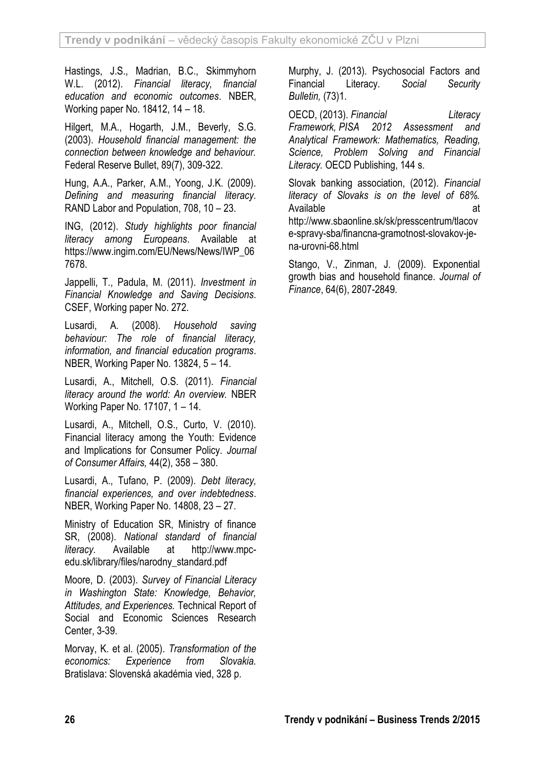Hastings, J.S., Madrian, B.C., Skimmyhorn W.L. (2012). *Financial literacy, financial education and economic outcomes*. NBER, Working paper No. 18412, 14 – 18.

Hilgert, M.A., Hogarth, J.M., Beverly, S.G. (2003). *Household financial management: the connection between knowledge and behaviour*. Federal Reserve Bullet, 89(7), 309-322.

Hung, A.A., Parker, A.M., Yoong, J.K. (2009). *Defining and measuring financial literacy*. RAND Labor and Population, 708, 10 – 23.

ING, (2012). *Study highlights poor financial literacy among Europeans*. Available at https://www.ingim.com/EU/News/News/IWP_067678.

Jappelli, T., Padula, M. (2011). *Investment in Financial Knowledge and Saving Decisions*. CSEF, Working paper No. 272.

Lusardi, A. (2008). *Household saving behaviour: The role of financial literacy, information, and financial education programs*. NBER, Working Paper No. 13824, 5 – 14.

Lusardi, A., Mitchell, O.S. (2011). *Financial literacy around the world: An overview.* NBER Working Paper No. 17107, 1 – 14.

Lusardi, A., Mitchell, O.S., Curto, V. (2010). Financial literacy among the Youth: Evidence and Implications for Consumer Policy. *Journal of Consumer Affairs,* 44(2), 358 – 380.

Lusardi, A., Tufano, P. (2009). *Debt literacy, financial experiences, and over indebtedness*. NBER, Working Paper No. 14808, 23 – 27.

Ministry of Education SR, Ministry of finance SR, (2008). *National standard of financial literacy.* Available at http://www.mpc-edu.sk/library/files/narodny_standard.pdf

Moore, D. (2003). *Survey of Financial Literacy in Washington State: Knowledge, Behavior, Attitudes, and Experiences.* Technical Report of Social and Economic Sciences Research Center, 3-39.

Morvay, K. et al. (2005). *Transformation of the economics: Experience from Slovakia.* Bratislava: Slovenská akadémia vied, 328 p.

Murphy, J. (2013). Psychosocial Factors and Financial Literacy. *Social Security Bulletin,* (73)1.

OECD, (2013). *Financial Literacy Framework, PISA 2012 Assessment and Analytical Framework: Mathematics, Reading, Science, Problem Solving and Financial Literacy.* OECD Publishing, 144 s.

Slovak banking association, (2012). *Financial literacy of Slovaks is on the level of 68%.* Available at http://www.sbaonline.sk/sk/presscentrum/tlacove-spravy-sba/financna-gramotnost-slovakov-je-na-urovni-68.html

Stango, V., Zinman, J. (2009). Exponential growth bias and household finance. *Journal of Finance*, 64(6), 2807-2849.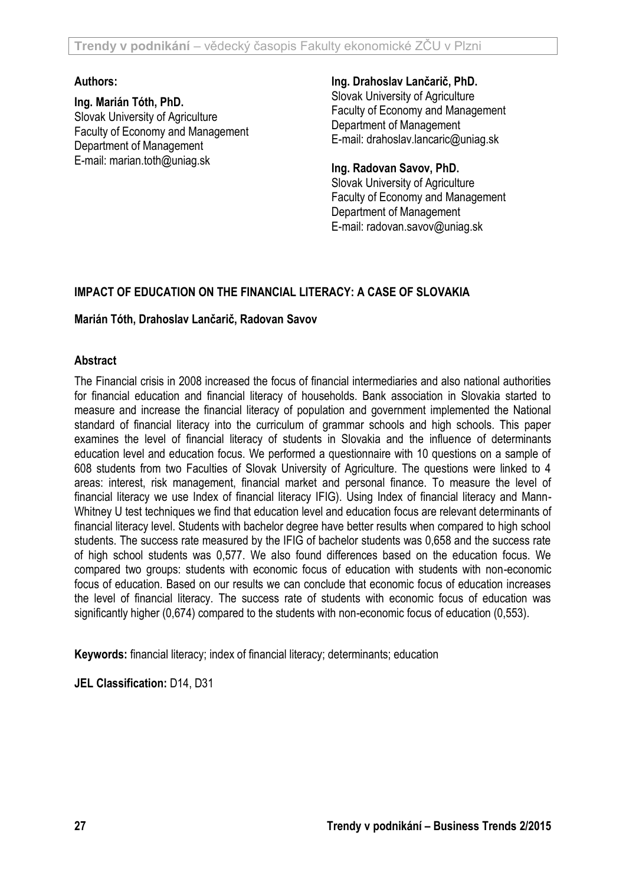**Authors:**

**Ing. Marián Tóth, PhD.**
Slovak University of Agriculture
Faculty of Economy and Management
Department of Management
E-mail: marian.toth@uniag.sk

**Ing. Drahoslav Lančarič, PhD.**
Slovak University of Agriculture
Faculty of Economy and Management
Department of Management
E-mail: drahoslav.lancaric@uniag.sk

**Ing. Radovan Savov, PhD.**
Slovak University of Agriculture
Faculty of Economy and Management
Department of Management
E-mail: radovan.savov@uniag.sk

## IMPACT OF EDUCATION ON THE FINANCIAL LITERACY: A CASE OF SLOVAKIA

**Marián Tóth, Drahoslav Lančarič, Radovan Savov**

### Abstract

The Financial crisis in 2008 increased the focus of financial intermediaries and also national authorities for financial education and financial literacy of households. Bank association in Slovakia started to measure and increase the financial literacy of population and government implemented the National standard of financial literacy into the curriculum of grammar schools and high schools. This paper examines the level of financial literacy of students in Slovakia and the influence of determinants education level and education focus. We performed a questionnaire with 10 questions on a sample of 608 students from two Faculties of Slovak University of Agriculture. The questions were linked to 4 areas: interest, risk management, financial market and personal finance. To measure the level of financial literacy we use Index of financial literacy IFIG). Using Index of financial literacy and Mann-Whitney U test techniques we find that education level and education focus are relevant determinants of financial literacy level. Students with bachelor degree have better results when compared to high school students. The success rate measured by the IFIG of bachelor students was 0,658 and the success rate of high school students was 0,577. We also found differences based on the education focus. We compared two groups: students with economic focus of education with students with non-economic focus of education. Based on our results we can conclude that economic focus of education increases the level of financial literacy. The success rate of students with economic focus of education was significantly higher (0,674) compared to the students with non-economic focus of education (0,553).

**Keywords:** financial literacy; index of financial literacy; determinants; education

**JEL Classification:** D14, D31